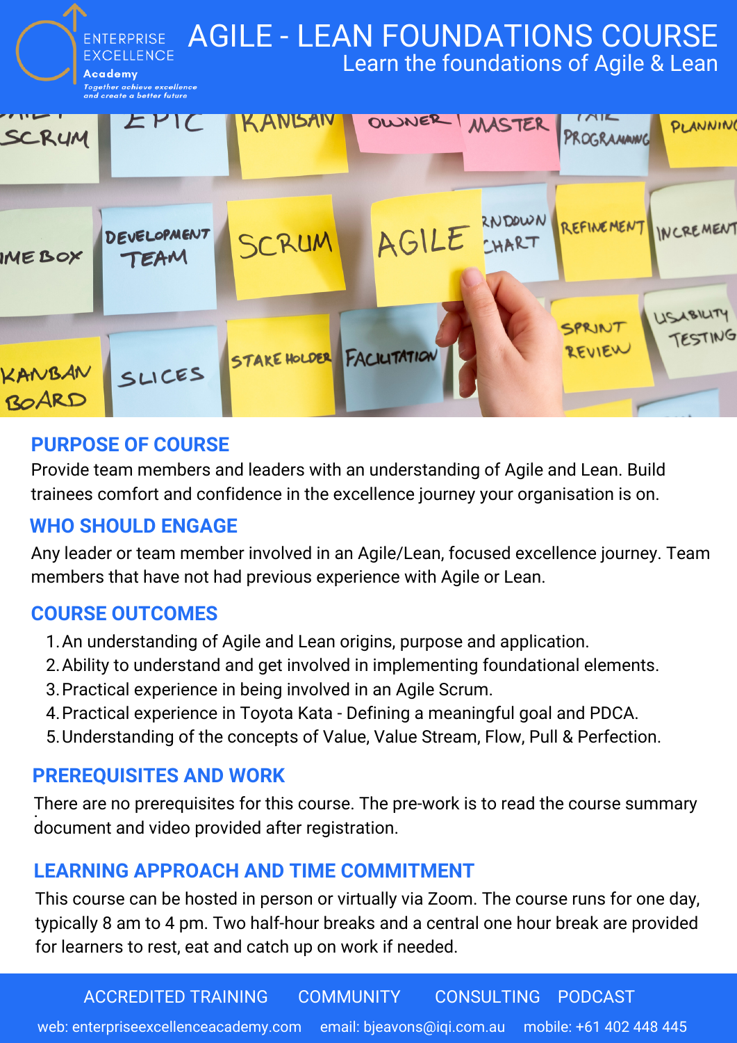ENTERPRISE EXCELLENCE Academy

*Together achieve excellence and create a better future*

# AGILE - LEAN FOUNDATIONS COURSE

Learn the foundations of Agile & Lean

## PURPOSE OF COURSE

Provide team members and leaders with an understanding of Agile and Lean. Build trainees comfort and confidence in the excellence journey your organisation is on.

## WHO SHOULD ENGAGE

Any leader or team member involved in an Agile/Lean, focused excellence journey. Team members that have not had previous experience with Agile or Lean.

## COURSE OUTCOMES

1. An understanding of Agile and Lean origins, purpose and application.
2. Ability to understand and get involved in implementing foundational elements.
3. Practical experience in being involved in an Agile Scrum.
4. Practical experience in Toyota Kata - Defining a meaningful goal and PDCA.
5. Understanding of the concepts of Value, Value Stream, Flow, Pull & Perfection.

## PREREQUISITES AND WORK

There are no prerequisites for this course. The pre-work is to read the course summary document and video provided after registration.

## LEARNING APPROACH AND TIME COMMITMENT

This course can be hosted in person or virtually via Zoom. The course runs for one day, typically 8 am to 4 pm. Two half-hour breaks and a central one hour break are provided for learners to rest, eat and catch up on work if needed.

ACCREDITED TRAINING COMMUNITY CONSULTING PODCAST

web: enterpriseexcellenceacademy.com email: bjeavons@iqi.com.au mobile: +61 402 448 445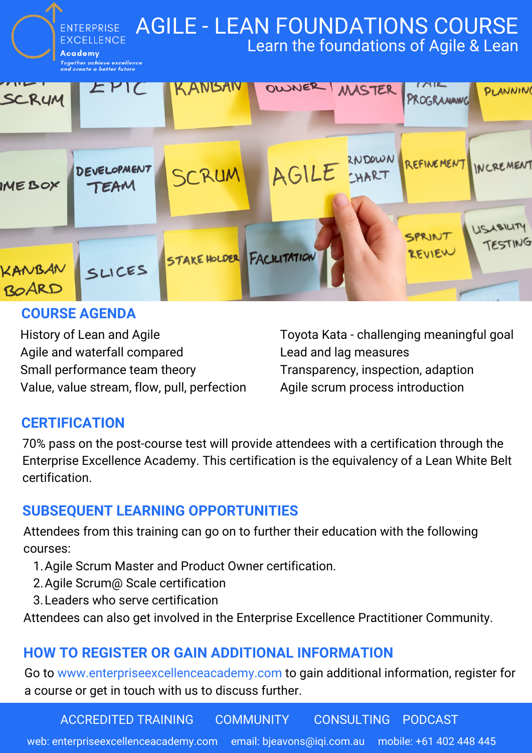# AGILE - LEAN FOUNDATIONS COURSE

Learn the foundations of Agile & Lean

ENTERPRISE EXCELLENCE Academy

*Together achieve excellence and create a better future*

## COURSE AGENDA

- History of Lean and Agile
- Agile and waterfall compared
- Small performance team theory
- Value, value stream, flow, pull, perfection
- Toyota Kata - challenging meaningful goal
- Lead and lag measures
- Transparency, inspection, adaption
- Agile scrum process introduction

## CERTIFICATION

70% pass on the post-course test will provide attendees with a certification through the Enterprise Excellence Academy. This certification is the equivalency of a Lean White Belt certification.

## SUBSEQUENT LEARNING OPPORTUNITIES

Attendees from this training can go on to further their education with the following courses:

1. Agile Scrum Master and Product Owner certification.
2. Agile Scrum@ Scale certification
3. Leaders who serve certification

Attendees can also get involved in the Enterprise Excellence Practitioner Community.

## HOW TO REGISTER OR GAIN ADDITIONAL INFORMATION

Go to www.enterpriseexcellenceacademy.com to gain additional information, register for a course or get in touch with us to discuss further.

ACCREDITED TRAINING COMMUNITY CONSULTING PODCAST

web: enterpriseexcellenceacademy.com email: bjeavons@iqi.com.au mobile: +61 402 448 445